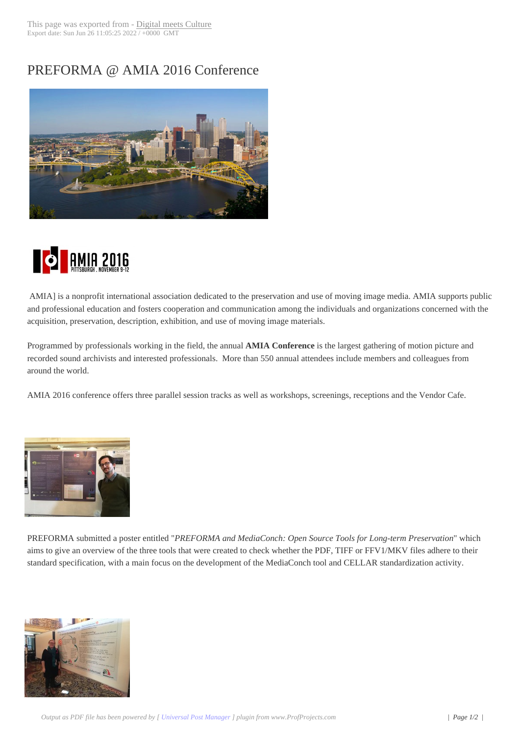# PREFORMA @ AMIA 2016 Conference

AMIA] is a nonprofit international association dedicated to the preservation and use of moving image media. AMIA supports public and professional education and fosters cooperation and communication among the individuals and organizations concerned with the acquisition, preservation, description, exhibition, and use of moving image materials.

Programmed by professionals working in the field, the annual **AMIA Conference** is the largest gathering of motion picture and recorded sound archivists and interested professionals. More than 550 annual attendees include members and colleagues from around the world.

AMIA 2016 conference offers three parallel session tracks as well as workshops, screenings, receptions and the Vendor Cafe.

PREFORMA submitted a poster entitled "*PREFORMA and MediaConch: Open Source Tools for Long-term Preservation*" which aims to give an overview of the three tools that were created to check whether the PDF, TIFF or FFV1/MKV files adhere to their standard specification, with a main focus on the development of the MediaConch tool and CELLAR standardization activity.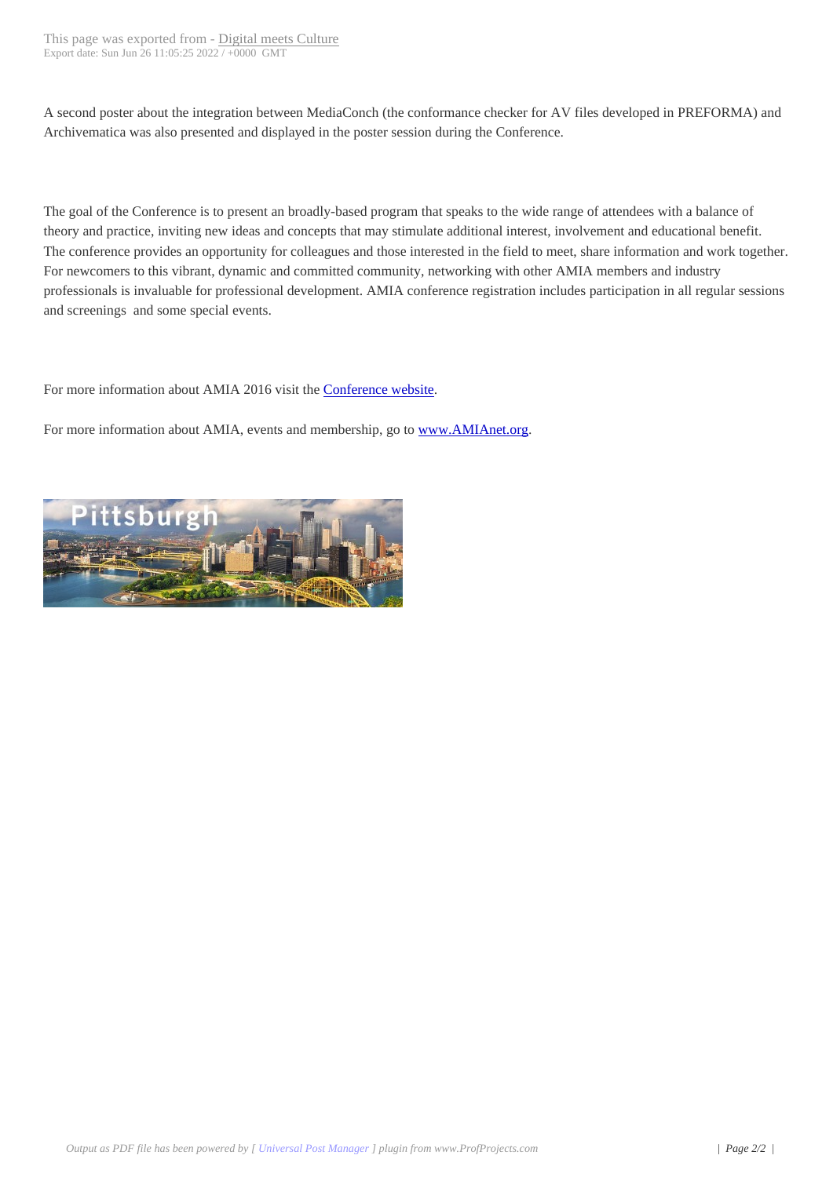A second poster about the integration between MediaConch (the conformance checker for AV files developed in PREFORMA) and Archivematica was also presented and displayed in the poster session during the Conference.

The goal of the Conference is to present an broadly-based program that speaks to the wide range of attendees with a balance of theory and practice, inviting new ideas and concepts that may stimulate additional interest, involvement and educational benefit. The conference provides an opportunity for colleagues and those interested in the field to meet, share information and work together. For newcomers to this vibrant, dynamic and committed community, networking with other AMIA members and industry professionals is invaluable for professional development. AMIA conference registration includes participation in all regular sessions and screenings  and some special events.

For more information about AMIA 2016 visit the Conference website.

For more information about AMIA, events and membership, go to www.AMIAnet.org.